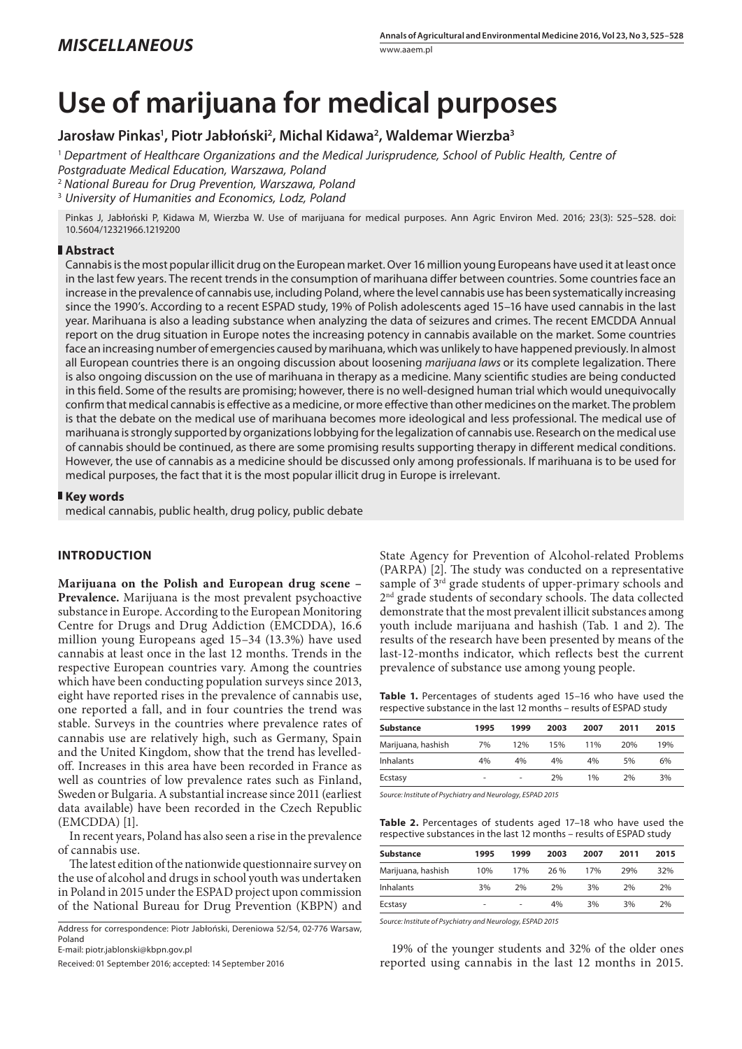*MISCELLANEOUS*

# Use of marijuana for medical purposes

**Jarosław Pinkas[1], Piotr Jabłoński[2], Michal Kidawa[2], Waldemar Wierzba[3]**

[1] *Department of Healthcare Organizations and the Medical Jurisprudence, School of Public Health, Centre of Postgraduate Medical Education, Warszawa, Poland*
[2] *National Bureau for Drug Prevention, Warszawa, Poland*
[3] *University of Humanities and Economics, Lodz, Poland*

Pinkas J, Jabłoński P, Kidawa M, Wierzba W. Use of marijuana for medical purposes. Ann Agric Environ Med. 2016; 23(3): 525–528. doi: 10.5604/12321966.1219200

## Abstract

Cannabis is the most popular illicit drug on the European market. Over 16 million young Europeans have used it at least once in the last few years. The recent trends in the consumption of marihuana differ between countries. Some countries face an increase in the prevalence of cannabis use, including Poland, where the level cannabis use has been systematically increasing since the 1990's. According to a recent ESPAD study, 19% of Polish adolescents aged 15–16 have used cannabis in the last year. Marihuana is also a leading substance when analyzing the data of seizures and crimes. The recent EMCDDA Annual report on the drug situation in Europe notes the increasing potency in cannabis available on the market. Some countries face an increasing number of emergencies caused by marihuana, which was unlikely to have happened previously. In almost all European countries there is an ongoing discussion about loosening *marijuana laws* or its complete legalization. There is also ongoing discussion on the use of marihuana in therapy as a medicine. Many scientific studies are being conducted in this field. Some of the results are promising; however, there is no well-designed human trial which would unequivocally confirm that medical cannabis is effective as a medicine, or more effective than other medicines on the market. The problem is that the debate on the medical use of marihuana becomes more ideological and less professional. The medical use of marihuana is strongly supported by organizations lobbying for the legalization of cannabis use. Research on the medical use of cannabis should be continued, as there are some promising results supporting therapy in different medical conditions. However, the use of cannabis as a medicine should be discussed only among professionals. If marihuana is to be used for medical purposes, the fact that it is the most popular illicit drug in Europe is irrelevant.

## Key words

medical cannabis, public health, drug policy, public debate

## INTRODUCTION

**Marijuana on the Polish and European drug scene – Prevalence.** Marijuana is the most prevalent psychoactive substance in Europe. According to the European Monitoring Centre for Drugs and Drug Addiction (EMCDDA), 16.6 million young Europeans aged 15–34 (13.3%) have used cannabis at least once in the last 12 months. Trends in the respective European countries vary. Among the countries which have been conducting population surveys since 2013, eight have reported rises in the prevalence of cannabis use, one reported a fall, and in four countries the trend was stable. Surveys in the countries where prevalence rates of cannabis use are relatively high, such as Germany, Spain and the United Kingdom, show that the trend has levelled-off. Increases in this area have been recorded in France as well as countries of low prevalence rates such as Finland, Sweden or Bulgaria. A substantial increase since 2011 (earliest data available) have been recorded in the Czech Republic (EMCDDA) [1].

In recent years, Poland has also seen a rise in the prevalence of cannabis use.

The latest edition of the nationwide questionnaire survey on the use of alcohol and drugs in school youth was undertaken in Poland in 2015 under the ESPAD project upon commission of the National Bureau for Drug Prevention (KBPN) and State Agency for Prevention of Alcohol-related Problems (PARPA) [2]. The study was conducted on a representative sample of 3rd grade students of upper-primary schools and 2nd grade students of secondary schools. The data collected demonstrate that the most prevalent illicit substances among youth include marijuana and hashish (Tab. 1 and 2). The results of the research have been presented by means of the last-12-months indicator, which reflects best the current prevalence of substance use among young people.

**Table 1.** Percentages of students aged 15–16 who have used the respective substance in the last 12 months – results of ESPAD study

| Substance | 1995 | 1999 | 2003 | 2007 | 2011 | 2015 |
|---|---|---|---|---|---|---|
| Marijuana, hashish | 7% | 12% | 15% | 11% | 20% | 19% |
| Inhalants | 4% | 4% | 4% | 4% | 5% | 6% |
| Ecstasy | - | - | 2% | 1% | 2% | 3% |

*Source: Institute of Psychiatry and Neurology, ESPAD 2015*

**Table 2.** Percentages of students aged 17–18 who have used the respective substances in the last 12 months – results of ESPAD study

| Substance | 1995 | 1999 | 2003 | 2007 | 2011 | 2015 |
|---|---|---|---|---|---|---|
| Marijuana, hashish | 10% | 17% | 26 % | 17% | 29% | 32% |
| Inhalants | 3% | 2% | 2% | 3% | 2% | 2% |
| Ecstasy | - | - | 4% | 3% | 3% | 2% |

*Source: Institute of Psychiatry and Neurology, ESPAD 2015*

19% of the younger students and 32% of the older ones reported using cannabis in the last 12 months in 2015.

Address for correspondence: Piotr Jabłoński, Dereniowa 52/54, 02-776 Warsaw, Poland
E-mail: piotr.jablonski@kbpn.gov.pl

Received: 01 September 2016; accepted: 14 September 2016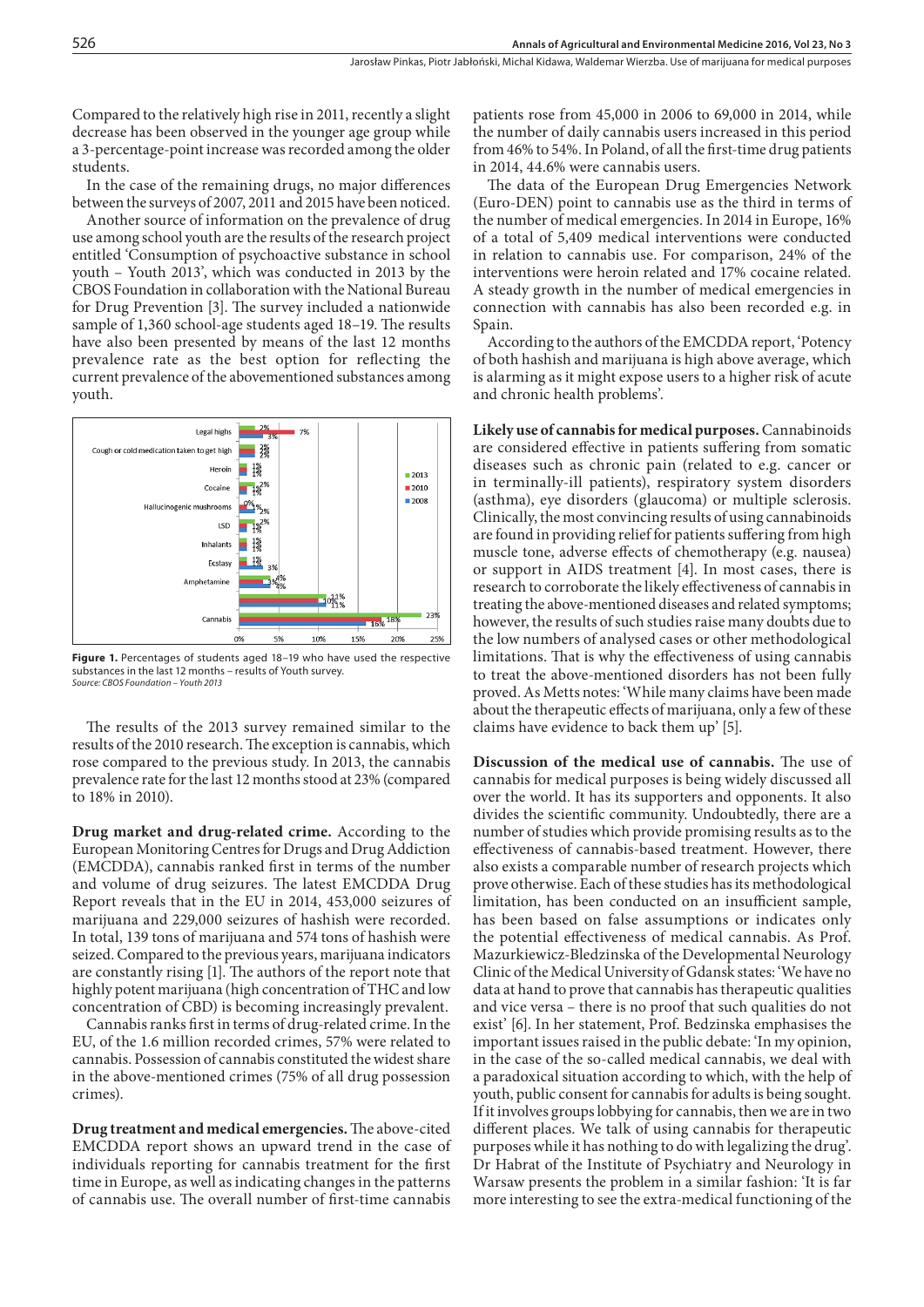Compared to the relatively high rise in 2011, recently a slight decrease has been observed in the younger age group while a 3-percentage-point increase was recorded among the older students.

In the case of the remaining drugs, no major differences between the surveys of 2007, 2011 and 2015 have been noticed.

Another source of information on the prevalence of drug use among school youth are the results of the research project entitled 'Consumption of psychoactive substance in school youth – Youth 2013', which was conducted in 2013 by the CBOS Foundation in collaboration with the National Bureau for Drug Prevention [3]. The survey included a nationwide sample of 1,360 school-age students aged 18–19. The results have also been presented by means of the last 12 months prevalence rate as the best option for reflecting the current prevalence of the abovementioned substances among youth.

**Figure 1.** Percentages of students aged 18–19 who have used the respective substances in the last 12 months – results of Youth survey.
*Source: CBOS Foundation – Youth 2013*

The results of the 2013 survey remained similar to the results of the 2010 research. The exception is cannabis, which rose compared to the previous study. In 2013, the cannabis prevalence rate for the last 12 months stood at 23% (compared to 18% in 2010).

**Drug market and drug-related crime.** According to the European Monitoring Centres for Drugs and Drug Addiction (EMCDDA), cannabis ranked first in terms of the number and volume of drug seizures. The latest EMCDDA Drug Report reveals that in the EU in 2014, 453,000 seizures of marijuana and 229,000 seizures of hashish were recorded. In total, 139 tons of marijuana and 574 tons of hashish were seized. Compared to the previous years, marijuana indicators are constantly rising [1]. The authors of the report note that highly potent marijuana (high concentration of THC and low concentration of CBD) is becoming increasingly prevalent.

Cannabis ranks first in terms of drug-related crime. In the EU, of the 1.6 million recorded crimes, 57% were related to cannabis. Possession of cannabis constituted the widest share in the above-mentioned crimes (75% of all drug possession crimes).

**Drug treatment and medical emergencies.** The above-cited EMCDDA report shows an upward trend in the case of individuals reporting for cannabis treatment for the first time in Europe, as well as indicating changes in the patterns of cannabis use. The overall number of first-time cannabis patients rose from 45,000 in 2006 to 69,000 in 2014, while the number of daily cannabis users increased in this period from 46% to 54%. In Poland, of all the first-time drug patients in 2014, 44.6% were cannabis users.

The data of the European Drug Emergencies Network (Euro-DEN) point to cannabis use as the third in terms of the number of medical emergencies. In 2014 in Europe, 16% of a total of 5,409 medical interventions were conducted in relation to cannabis use. For comparison, 24% of the interventions were heroin related and 17% cocaine related. A steady growth in the number of medical emergencies in connection with cannabis has also been recorded e.g. in Spain.

According to the authors of the EMCDDA report, 'Potency of both hashish and marijuana is high above average, which is alarming as it might expose users to a higher risk of acute and chronic health problems'.

**Likely use of cannabis for medical purposes.** Cannabinoids are considered effective in patients suffering from somatic diseases such as chronic pain (related to e.g. cancer or in terminally-ill patients), respiratory system disorders (asthma), eye disorders (glaucoma) or multiple sclerosis. Clinically, the most convincing results of using cannabinoids are found in providing relief for patients suffering from high muscle tone, adverse effects of chemotherapy (e.g. nausea) or support in AIDS treatment [4]. In most cases, there is research to corroborate the likely effectiveness of cannabis in treating the above-mentioned diseases and related symptoms; however, the results of such studies raise many doubts due to the low numbers of analysed cases or other methodological limitations. That is why the effectiveness of using cannabis to treat the above-mentioned disorders has not been fully proved. As Metts notes: 'While many claims have been made about the therapeutic effects of marijuana, only a few of these claims have evidence to back them up' [5].

**Discussion of the medical use of cannabis.** The use of cannabis for medical purposes is being widely discussed all over the world. It has its supporters and opponents. It also divides the scientific community. Undoubtedly, there are a number of studies which provide promising results as to the effectiveness of cannabis-based treatment. However, there also exists a comparable number of research projects which prove otherwise. Each of these studies has its methodological limitation, has been conducted on an insufficient sample, has been based on false assumptions or indicates only the potential effectiveness of medical cannabis. As Prof. Mazurkiewicz-Bledzinska of the Developmental Neurology Clinic of the Medical University of Gdansk states: 'We have no data at hand to prove that cannabis has therapeutic qualities and vice versa – there is no proof that such qualities do not exist' [6]. In her statement, Prof. Bedzinska emphasises the important issues raised in the public debate: 'In my opinion, in the case of the so-called medical cannabis, we deal with a paradoxical situation according to which, with the help of youth, public consent for cannabis for adults is being sought. If it involves groups lobbying for cannabis, then we are in two different places. We talk of using cannabis for therapeutic purposes while it has nothing to do with legalizing the drug'. Dr Habrat of the Institute of Psychiatry and Neurology in Warsaw presents the problem in a similar fashion: 'It is far more interesting to see the extra-medical functioning of the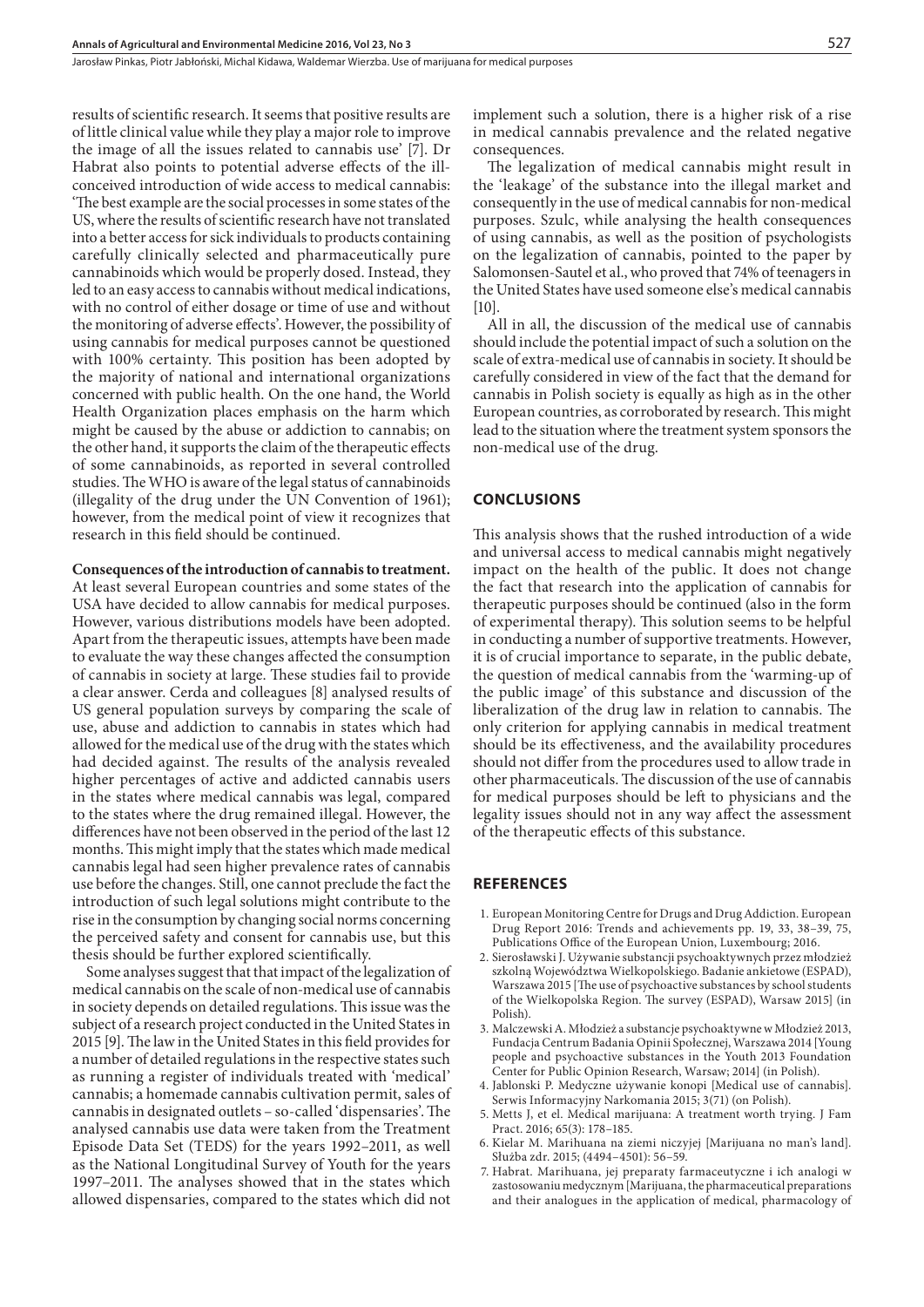results of scientific research. It seems that positive results are of little clinical value while they play a major role to improve the image of all the issues related to cannabis use' [7]. Dr Habrat also points to potential adverse effects of the ill-conceived introduction of wide access to medical cannabis: 'The best example are the social processes in some states of the US, where the results of scientific research have not translated into a better access for sick individuals to products containing carefully clinically selected and pharmaceutically pure cannabinoids which would be properly dosed. Instead, they led to an easy access to cannabis without medical indications, with no control of either dosage or time of use and without the monitoring of adverse effects'. However, the possibility of using cannabis for medical purposes cannot be questioned with 100% certainty. This position has been adopted by the majority of national and international organizations concerned with public health. On the one hand, the World Health Organization places emphasis on the harm which might be caused by the abuse or addiction to cannabis; on the other hand, it supports the claim of the therapeutic effects of some cannabinoids, as reported in several controlled studies. The WHO is aware of the legal status of cannabinoids (illegality of the drug under the UN Convention of 1961); however, from the medical point of view it recognizes that research in this field should be continued.

**Consequences of the introduction of cannabis to treatment.** At least several European countries and some states of the USA have decided to allow cannabis for medical purposes. However, various distributions models have been adopted. Apart from the therapeutic issues, attempts have been made to evaluate the way these changes affected the consumption of cannabis in society at large. These studies fail to provide a clear answer. Cerda and colleagues [8] analysed results of US general population surveys by comparing the scale of use, abuse and addiction to cannabis in states which had allowed for the medical use of the drug with the states which had decided against. The results of the analysis revealed higher percentages of active and addicted cannabis users in the states where medical cannabis was legal, compared to the states where the drug remained illegal. However, the differences have not been observed in the period of the last 12 months. This might imply that the states which made medical cannabis legal had seen higher prevalence rates of cannabis use before the changes. Still, one cannot preclude the fact the introduction of such legal solutions might contribute to the rise in the consumption by changing social norms concerning the perceived safety and consent for cannabis use, but this thesis should be further explored scientifically.

Some analyses suggest that that impact of the legalization of medical cannabis on the scale of non-medical use of cannabis in society depends on detailed regulations. This issue was the subject of a research project conducted in the United States in 2015 [9]. The law in the United States in this field provides for a number of detailed regulations in the respective states such as running a register of individuals treated with 'medical' cannabis; a homemade cannabis cultivation permit, sales of cannabis in designated outlets – so-called 'dispensaries'. The analysed cannabis use data were taken from the Treatment Episode Data Set (TEDS) for the years 1992–2011, as well as the National Longitudinal Survey of Youth for the years 1997–2011. The analyses showed that in the states which allowed dispensaries, compared to the states which did not implement such a solution, there is a higher risk of a rise in medical cannabis prevalence and the related negative consequences.

The legalization of medical cannabis might result in the 'leakage' of the substance into the illegal market and consequently in the use of medical cannabis for non-medical purposes. Szulc, while analysing the health consequences of using cannabis, as well as the position of psychologists on the legalization of cannabis, pointed to the paper by Salomonsen-Sautel et al., who proved that 74% of teenagers in the United States have used someone else's medical cannabis [10].

All in all, the discussion of the medical use of cannabis should include the potential impact of such a solution on the scale of extra-medical use of cannabis in society. It should be carefully considered in view of the fact that the demand for cannabis in Polish society is equally as high as in the other European countries, as corroborated by research. This might lead to the situation where the treatment system sponsors the non-medical use of the drug.

## CONCLUSIONS

This analysis shows that the rushed introduction of a wide and universal access to medical cannabis might negatively impact on the health of the public. It does not change the fact that research into the application of cannabis for therapeutic purposes should be continued (also in the form of experimental therapy). This solution seems to be helpful in conducting a number of supportive treatments. However, it is of crucial importance to separate, in the public debate, the question of medical cannabis from the 'warming-up of the public image' of this substance and discussion of the liberalization of the drug law in relation to cannabis. The only criterion for applying cannabis in medical treatment should be its effectiveness, and the availability procedures should not differ from the procedures used to allow trade in other pharmaceuticals. The discussion of the use of cannabis for medical purposes should be left to physicians and the legality issues should not in any way affect the assessment of the therapeutic effects of this substance.

## REFERENCES

1. European Monitoring Centre for Drugs and Drug Addiction. European Drug Report 2016: Trends and achievements pp. 19, 33, 38–39, 75, Publications Office of the European Union, Luxembourg; 2016.
2. Sierosławski J. Używanie substancji psychoaktywnych przez młodzież szkolną Województwa Wielkopolskiego. Badanie ankietowe (ESPAD), Warszawa 2015 [The use of psychoactive substances by school students of the Wielkopolska Region. The survey (ESPAD), Warsaw 2015] (in Polish).
3. Malczewski A. Młodzież a substancje psychoaktywne w Młodzież 2013, Fundacja Centrum Badania Opinii Społecznej, Warszawa 2014 [Young people and psychoactive substances in the Youth 2013 Foundation Center for Public Opinion Research, Warsaw; 2014] (in Polish).
4. Jablonski P. Medyczne używanie konopi [Medical use of cannabis]. Serwis Informacyjny Narkomania 2015; 3(71) (on Polish).
5. Metts J, et el. Medical marijuana: A treatment worth trying. J Fam Pract. 2016; 65(3): 178–185.
6. Kielar M. Marihuana na ziemi niczyjej [Marijuana no man's land]. Służba zdr. 2015; (4494–4501): 56–59.
7. Habrat. Marihuana, jej preparaty farmaceutyczne i ich analogi w zastosowaniu medycznym [Marijuana, the pharmaceutical preparations and their analogues in the application of medical, pharmacology of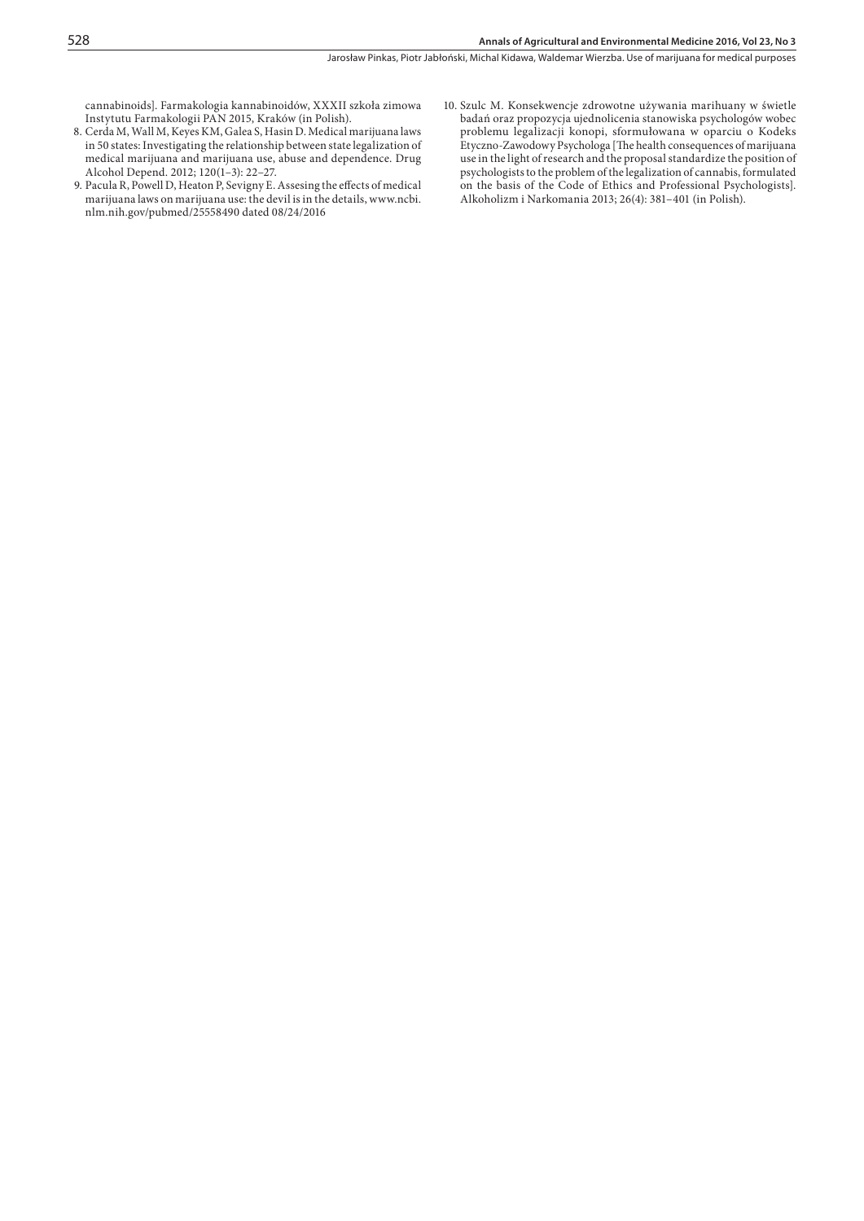cannabinoids]. Farmakologia kannabinoidów, XXXII szkoła zimowa Instytutu Farmakologii PAN 2015, Kraków (in Polish).

8. Cerda M, Wall M, Keyes KM, Galea S, Hasin D. Medical marijuana laws in 50 states: Investigating the relationship between state legalization of medical marijuana and marijuana use, abuse and dependence. Drug Alcohol Depend. 2012; 120(1–3): 22–27.
9. Pacula R, Powell D, Heaton P, Sevigny E. Assesing the effects of medical marijuana laws on marijuana use: the devil is in the details, www.ncbi.nlm.nih.gov/pubmed/25558490 dated 08/24/2016
10. Szulc M. Konsekwencje zdrowotne używania marihuany w świetle badań oraz propozycja ujednolicenia stanowiska psychologów wobec problemu legalizacji konopi, sformułowana w oparciu o Kodeks Etyczno-Zawodowy Psychologa [The health consequences of marijuana use in the light of research and the proposal standardize the position of psychologists to the problem of the legalization of cannabis, formulated on the basis of the Code of Ethics and Professional Psychologists]. Alkoholizm i Narkomania 2013; 26(4): 381–401 (in Polish).